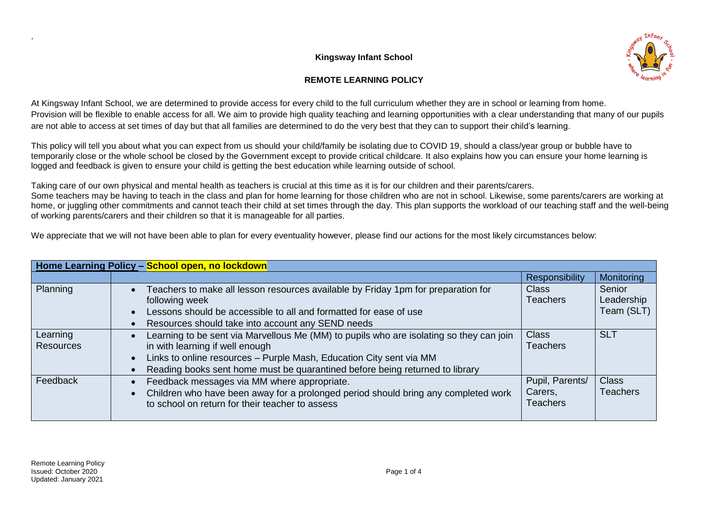.

**Kingsway Infant School**

**REMOTE LEARNING POLICY**

At Kingsway Infant School, we are determined to provide access for every child to the full curriculum whether they are in school or learning from home. Provision will be flexible to enable access for all. We aim to provide high quality teaching and learning opportunities with a clear understanding that many of our pupils are not able to access at set times of day but that all families are determined to do the very best that they can to support their child's learning.

This policy will tell you about what you can expect from us should your child/family be isolating due to COVID 19, should a class/year group or bubble have to temporarily close or the whole school be closed by the Government except to provide critical childcare. It also explains how you can ensure your home learning is logged and feedback is given to ensure your child is getting the best education while learning outside of school.

Taking care of our own physical and mental health as teachers is crucial at this time as it is for our children and their parents/carers.
Some teachers may be having to teach in the class and plan for home learning for those children who are not in school. Likewise, some parents/carers are working at home, or juggling other commitments and cannot teach their child at set times through the day. This plan supports the workload of our teaching staff and the well-being of working parents/carers and their children so that it is manageable for all parties.

We appreciate that we will not have been able to plan for every eventuality however, please find our actions for the most likely circumstances below:

| **Home Learning Policy – School open, no lockdown** | | | |
|---|---|---|---|
| | | Responsibility | Monitoring |
| Planning | • Teachers to make all lesson resources available by Friday 1pm for preparation for following week<br>• Lessons should be accessible to all and formatted for ease of use<br>• Resources should take into account any SEND needs | Class Teachers | Senior Leadership Team (SLT) |
| Learning Resources | • Learning to be sent via Marvellous Me (MM) to pupils who are isolating so they can join in with learning if well enough<br>• Links to online resources – Purple Mash, Education City sent via MM<br>• Reading books sent home must be quarantined before being returned to library | Class Teachers | SLT |
| Feedback | • Feedback messages via MM where appropriate.<br>• Children who have been away for a prolonged period should bring any completed work to school on return for their teacher to assess | Pupil, Parents/ Carers, Teachers | Class Teachers |

Remote Learning Policy
Issued: October 2020
Updated: January 2021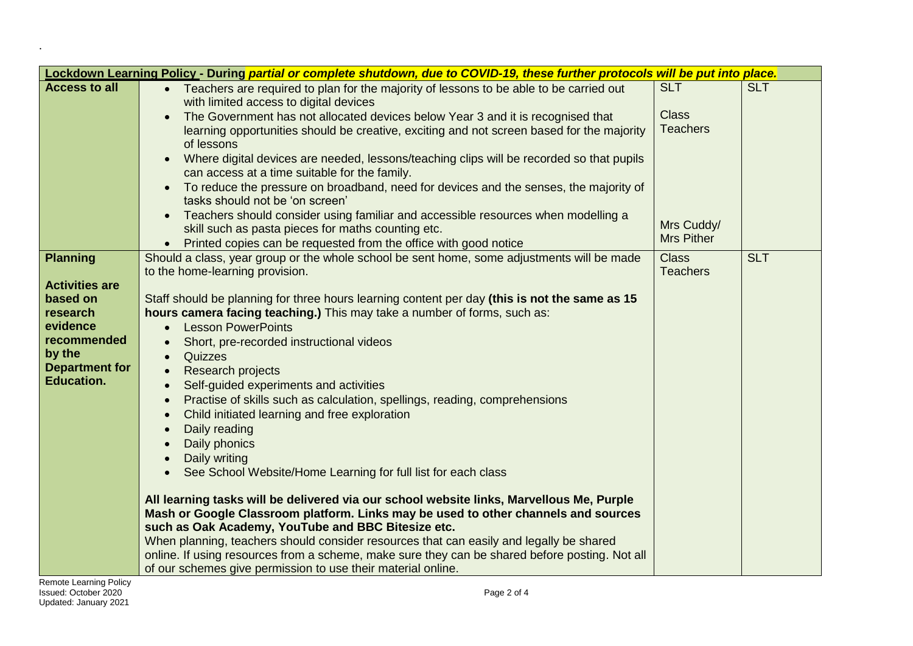.

| Lockdown Learning Policy - During *partial or complete shutdown, due to COVID-19, these further protocols will be put into place.* | | | |
|---|---|---|---|
| **Access to all** | • Teachers are required to plan for the majority of lessons to be able to be carried out with limited access to digital devices<br>• The Government has not allocated devices below Year 3 and it is recognised that learning opportunities should be creative, exciting and not screen based for the majority of lessons<br>• Where digital devices are needed, lessons/teaching clips will be recorded so that pupils can access at a time suitable for the family.<br>• To reduce the pressure on broadband, need for devices and the senses, the majority of tasks should not be 'on screen'<br>• Teachers should consider using familiar and accessible resources when modelling a skill such as pasta pieces for maths counting etc.<br>• Printed copies can be requested from the office with good notice | SLT<br><br>Class Teachers<br><br>Mrs Cuddy/ Mrs Pither | SLT |
| **Planning**<br><br>**Activities are based on research evidence recommended by the Department for Education.** | Should a class, year group or the whole school be sent home, some adjustments will be made to the home-learning provision.<br><br>Staff should be planning for three hours learning content per day **(this is not the same as 15 hours camera facing teaching.)** This may take a number of forms, such as:<br>• Lesson PowerPoints<br>• Short, pre-recorded instructional videos<br>• Quizzes<br>• Research projects<br>• Self-guided experiments and activities<br>• Practise of skills such as calculation, spellings, reading, comprehensions<br>• Child initiated learning and free exploration<br>• Daily reading<br>• Daily phonics<br>• Daily writing<br>• See School Website/Home Learning for full list for each class<br><br>**All learning tasks will be delivered via our school website links, Marvellous Me, Purple Mash or Google Classroom platform. Links may be used to other channels and sources such as Oak Academy, YouTube and BBC Bitesize etc.**<br>When planning, teachers should consider resources that can easily and legally be shared online. If using resources from a scheme, make sure they can be shared before posting. Not all of our schemes give permission to use their material online. | Class Teachers | SLT |

Remote Learning Policy
Issued: October 2020
Updated: January 2021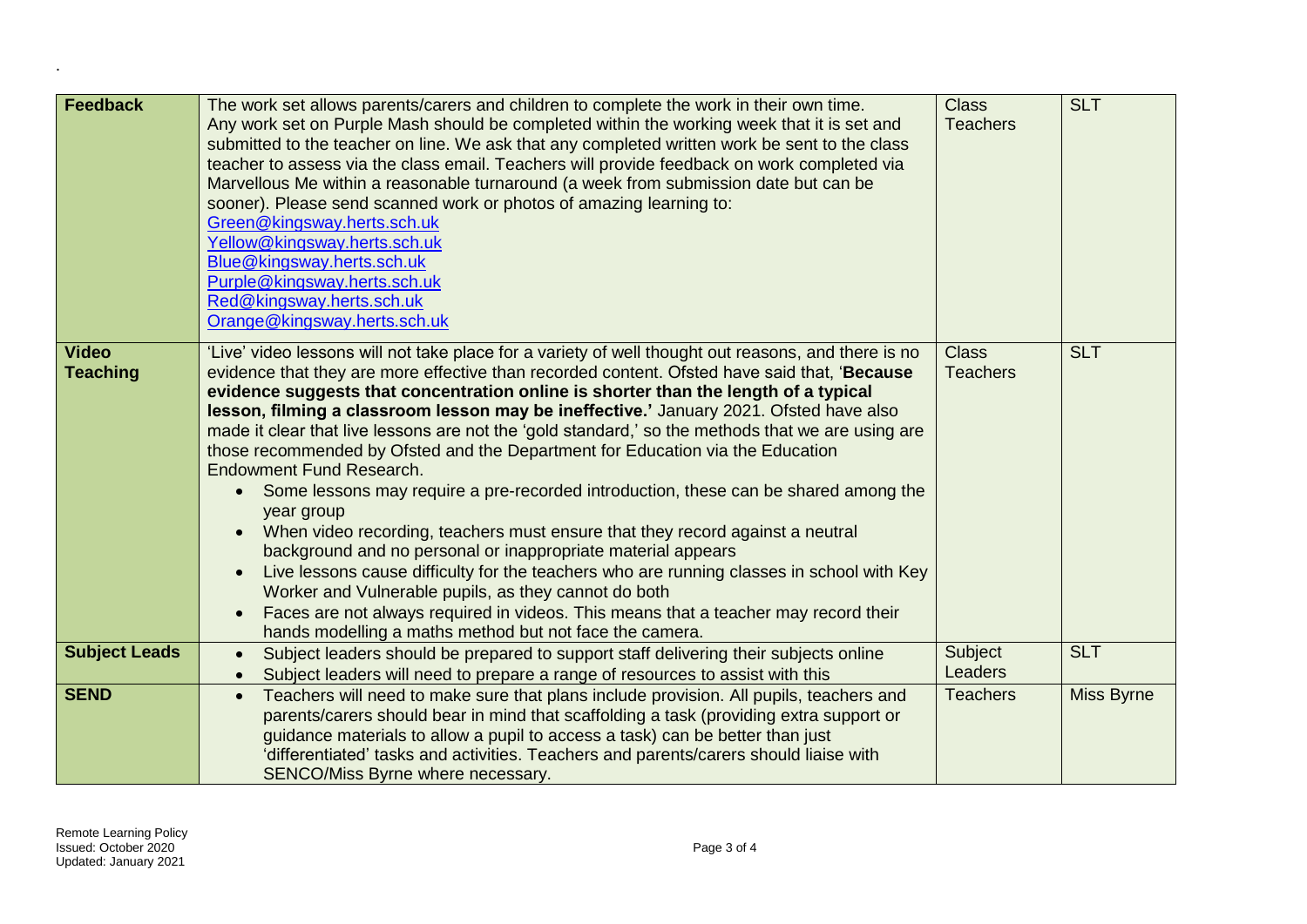.

| Feedback | The work set allows parents/carers and children to complete the work in their own time. Any work set on Purple Mash should be completed within the working week that it is set and submitted to the teacher on line. We ask that any completed written work be sent to the class teacher to assess via the class email. Teachers will provide feedback on work completed via Marvellous Me within a reasonable turnaround (a week from submission date but can be sooner). Please send scanned work or photos of amazing learning to:<br>Green@kingsway.herts.sch.uk<br>Yellow@kingsway.herts.sch.uk<br>Blue@kingsway.herts.sch.uk<br>Purple@kingsway.herts.sch.uk<br>Red@kingsway.herts.sch.uk<br>Orange@kingsway.herts.sch.uk | Class Teachers | SLT |
|---|---|---|---|
| **Video Teaching** | 'Live' video lessons will not take place for a variety of well thought out reasons, and there is no evidence that they are more effective than recorded content. Ofsted have said that, '**Because evidence suggests that concentration online is shorter than the length of a typical lesson, filming a classroom lesson may be ineffective.'** January 2021. Ofsted have also made it clear that live lessons are not the 'gold standard,' so the methods that we are using are those recommended by Ofsted and the Department for Education via the Education Endowment Fund Research.<br>• Some lessons may require a pre-recorded introduction, these can be shared among the year group<br>• When video recording, teachers must ensure that they record against a neutral background and no personal or inappropriate material appears<br>• Live lessons cause difficulty for the teachers who are running classes in school with Key Worker and Vulnerable pupils, as they cannot do both<br>• Faces are not always required in videos. This means that a teacher may record their hands modelling a maths method but not face the camera. | Class Teachers | SLT |
| **Subject Leads** | • Subject leaders should be prepared to support staff delivering their subjects online<br>• Subject leaders will need to prepare a range of resources to assist with this | Subject Leaders | SLT |
| **SEND** | • Teachers will need to make sure that plans include provision. All pupils, teachers and parents/carers should bear in mind that scaffolding a task (providing extra support or guidance materials to allow a pupil to access a task) can be better than just 'differentiated' tasks and activities. Teachers and parents/carers should liaise with SENCO/Miss Byrne where necessary. | Teachers | Miss Byrne |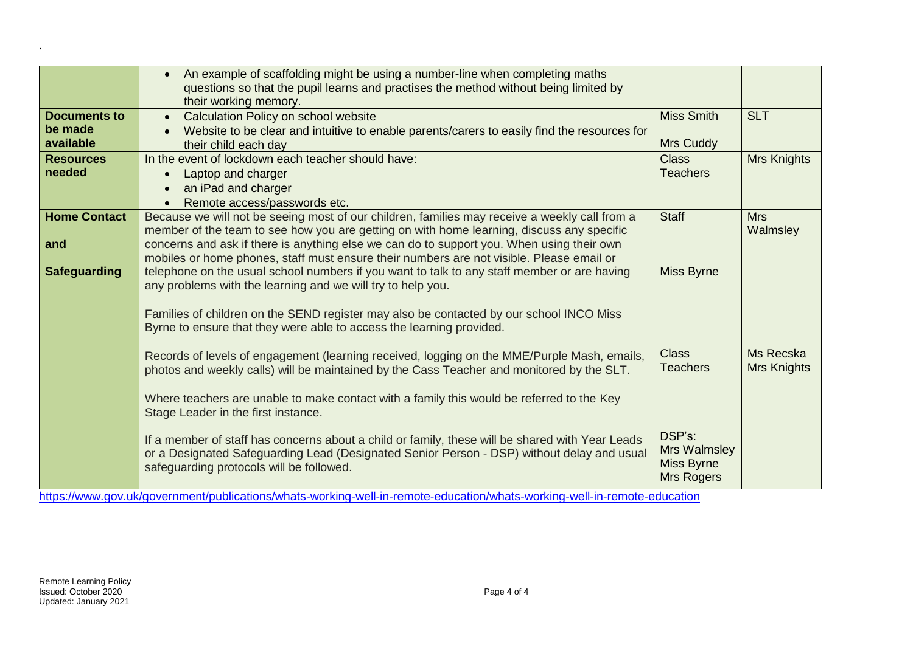.

| | | | |
|---|---|---|---|
| | • An example of scaffolding might be using a number-line when completing maths questions so that the pupil learns and practises the method without being limited by their working memory. | | |
| **Documents to be made available** | • Calculation Policy on school website<br>• Website to be clear and intuitive to enable parents/carers to easily find the resources for their child each day | Miss Smith<br><br>Mrs Cuddy | SLT |
| **Resources needed** | In the event of lockdown each teacher should have:<br>• Laptop and charger<br>• an iPad and charger<br>• Remote access/passwords etc. | Class Teachers | Mrs Knights |
| **Home Contact and Safeguarding** | Because we will not be seeing most of our children, families may receive a weekly call from a member of the team to see how you are getting on with home learning, discuss any specific concerns and ask if there is anything else we can do to support you. When using their own mobiles or home phones, staff must ensure their numbers are not visible. Please email or telephone on the usual school numbers if you want to talk to any staff member or are having any problems with the learning and we will try to help you.<br><br>Families of children on the SEND register may also be contacted by our school INCO Miss Byrne to ensure that they were able to access the learning provided. | Staff<br><br>Miss Byrne | Mrs Walmsley |
| | Records of levels of engagement (learning received, logging on the MME/Purple Mash, emails, photos and weekly calls) will be maintained by the Cass Teacher and monitored by the SLT.<br><br>Where teachers are unable to make contact with a family this would be referred to the Key Stage Leader in the first instance. | Class Teachers | Ms Recska<br>Mrs Knights |
| | If a member of staff has concerns about a child or family, these will be shared with Year Leads or a Designated Safeguarding Lead (Designated Senior Person - DSP) without delay and usual safeguarding protocols will be followed. | DSP's:<br>Mrs Walmsley<br>Miss Byrne<br>Mrs Rogers | |

https://www.gov.uk/government/publications/whats-working-well-in-remote-education/whats-working-well-in-remote-education

Remote Learning Policy
Issued: October 2020
Updated: January 2021